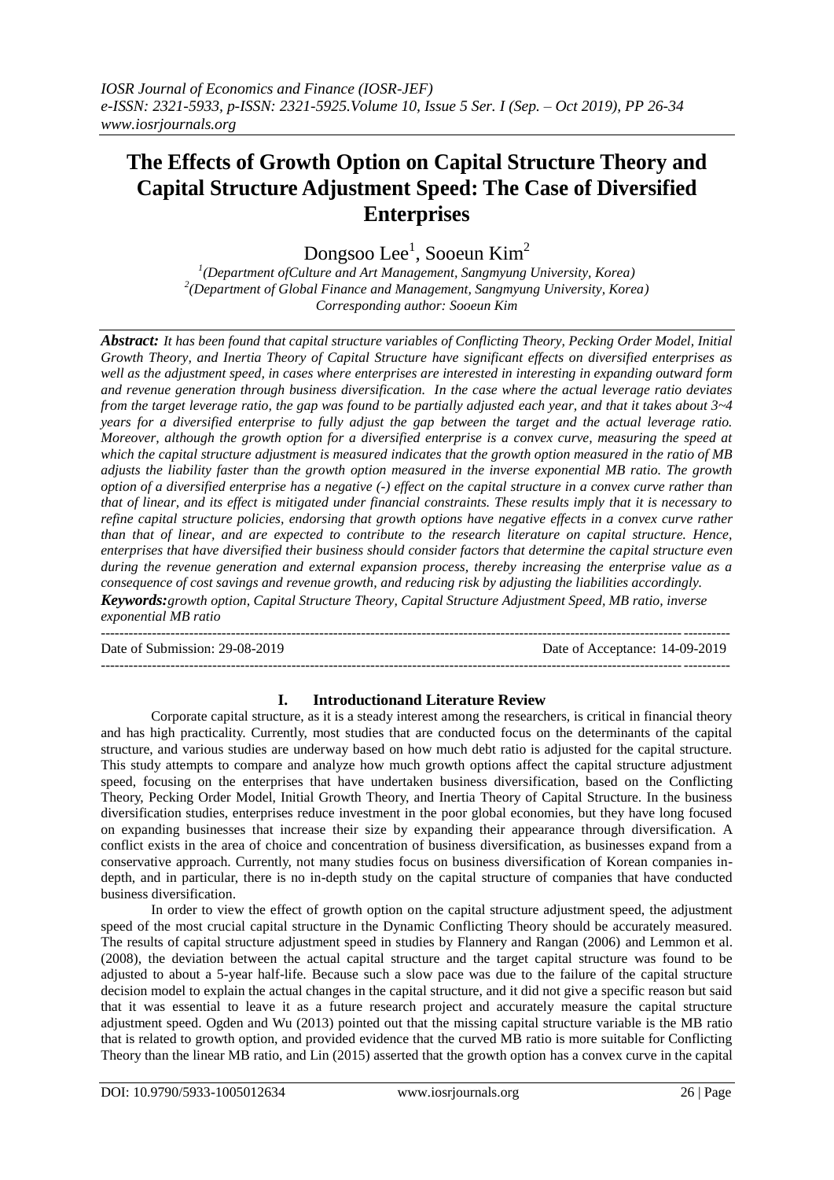# The Effects of Growth Option on Capital Structure Theory and Capital Structure Adjustment Speed: The Case of Diversified Enterprises

Dongsoo Lee[1], Sooeun Kim[2]

[1](Department ofCulture and Art Management, Sangmyung University, Korea)
[2](Department of Global Finance and Management, Sangmyung University, Korea)
Corresponding author: Sooeun Kim

***Abstract:*** *It has been found that capital structure variables of Conflicting Theory, Pecking Order Model, Initial Growth Theory, and Inertia Theory of Capital Structure have significant effects on diversified enterprises as well as the adjustment speed, in cases where enterprises are interested in interesting in expanding outward form and revenue generation through business diversification. In the case where the actual leverage ratio deviates from the target leverage ratio, the gap was found to be partially adjusted each year, and that it takes about 3~4 years for a diversified enterprise to fully adjust the gap between the target and the actual leverage ratio. Moreover, although the growth option for a diversified enterprise is a convex curve, measuring the speed at which the capital structure adjustment is measured indicates that the growth option measured in the ratio of MB adjusts the liability faster than the growth option measured in the inverse exponential MB ratio. The growth option of a diversified enterprise has a negative (-) effect on the capital structure in a convex curve rather than that of linear, and its effect is mitigated under financial constraints. These results imply that it is necessary to refine capital structure policies, endorsing that growth options have negative effects in a convex curve rather than that of linear, and are expected to contribute to the research literature on capital structure. Hence, enterprises that have diversified their business should consider factors that determine the capital structure even during the revenue generation and external expansion process, thereby increasing the enterprise value as a consequence of cost savings and revenue growth, and reducing risk by adjusting the liabilities accordingly.*

***Keywords:*** *growth option, Capital Structure Theory, Capital Structure Adjustment Speed, MB ratio, inverse exponential MB ratio*

Date of Submission: 29-08-2019 | Date of Acceptance: 14-09-2019

## I. Introductionand Literature Review

Corporate capital structure, as it is a steady interest among the researchers, is critical in financial theory and has high practicality. Currently, most studies that are conducted focus on the determinants of the capital structure, and various studies are underway based on how much debt ratio is adjusted for the capital structure. This study attempts to compare and analyze how much growth options affect the capital structure adjustment speed, focusing on the enterprises that have undertaken business diversification, based on the Conflicting Theory, Pecking Order Model, Initial Growth Theory, and Inertia Theory of Capital Structure. In the business diversification studies, enterprises reduce investment in the poor global economies, but they have long focused on expanding businesses that increase their size by expanding their appearance through diversification. A conflict exists in the area of choice and concentration of business diversification, as businesses expand from a conservative approach. Currently, not many studies focus on business diversification of Korean companies in-depth, and in particular, there is no in-depth study on the capital structure of companies that have conducted business diversification.

In order to view the effect of growth option on the capital structure adjustment speed, the adjustment speed of the most crucial capital structure in the Dynamic Conflicting Theory should be accurately measured. The results of capital structure adjustment speed in studies by Flannery and Rangan (2006) and Lemmon et al. (2008), the deviation between the actual capital structure and the target capital structure was found to be adjusted to about a 5-year half-life. Because such a slow pace was due to the failure of the capital structure decision model to explain the actual changes in the capital structure, and it did not give a specific reason but said that it was essential to leave it as a future research project and accurately measure the capital structure adjustment speed. Ogden and Wu (2013) pointed out that the missing capital structure variable is the MB ratio that is related to growth option, and provided evidence that the curved MB ratio is more suitable for Conflicting Theory than the linear MB ratio, and Lin (2015) asserted that the growth option has a convex curve in the capital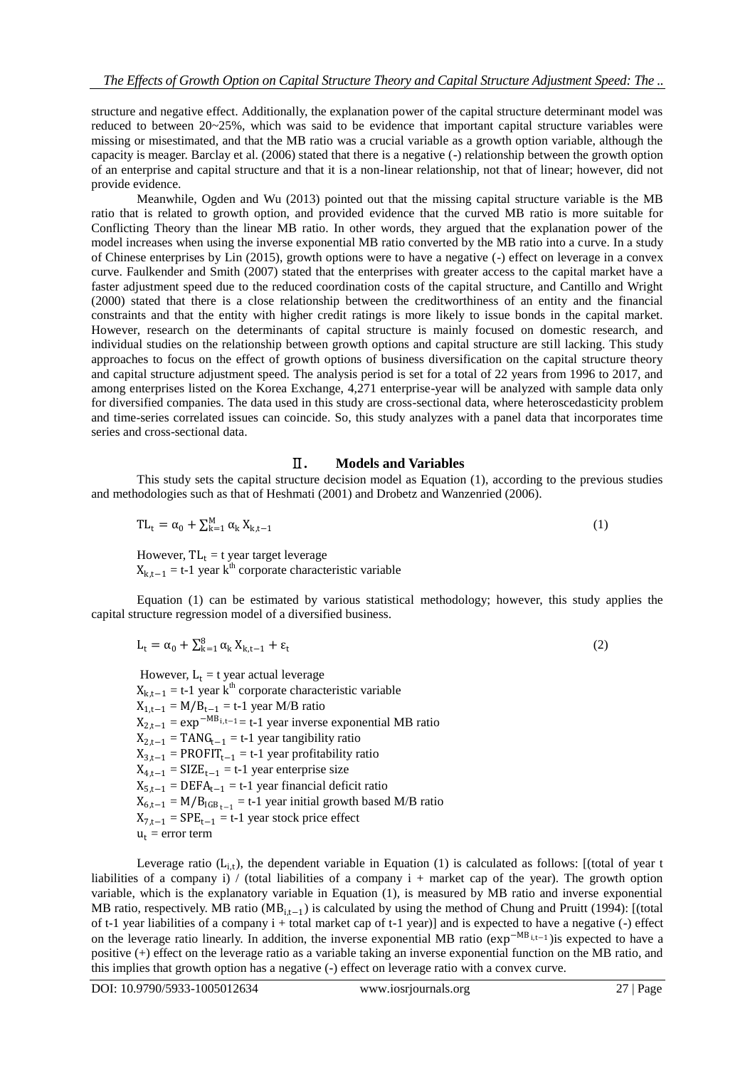structure and negative effect. Additionally, the explanation power of the capital structure determinant model was reduced to between 20~25%, which was said to be evidence that important capital structure variables were missing or misestimated, and that the MB ratio was a crucial variable as a growth option variable, although the capacity is meager. Barclay et al. (2006) stated that there is a negative (-) relationship between the growth option of an enterprise and capital structure and that it is a non-linear relationship, not that of linear; however, did not provide evidence.

Meanwhile, Ogden and Wu (2013) pointed out that the missing capital structure variable is the MB ratio that is related to growth option, and provided evidence that the curved MB ratio is more suitable for Conflicting Theory than the linear MB ratio. In other words, they argued that the explanation power of the model increases when using the inverse exponential MB ratio converted by the MB ratio into a curve. In a study of Chinese enterprises by Lin (2015), growth options were to have a negative (-) effect on leverage in a convex curve. Faulkender and Smith (2007) stated that the enterprises with greater access to the capital market have a faster adjustment speed due to the reduced coordination costs of the capital structure, and Cantillo and Wright (2000) stated that there is a close relationship between the creditworthiness of an entity and the financial constraints and that the entity with higher credit ratings is more likely to issue bonds in the capital market. However, research on the determinants of capital structure is mainly focused on domestic research, and individual studies on the relationship between growth options and capital structure are still lacking. This study approaches to focus on the effect of growth options of business diversification on the capital structure theory and capital structure adjustment speed. The analysis period is set for a total of 22 years from 1996 to 2017, and among enterprises listed on the Korea Exchange, 4,271 enterprise-year will be analyzed with sample data only for diversified companies. The data used in this study are cross-sectional data, where heteroscedasticity problem and time-series correlated issues can coincide. So, this study analyzes with a panel data that incorporates time series and cross-sectional data.

## Ⅱ. Models and Variables

This study sets the capital structure decision model as Equation (1), according to the previous studies and methodologies such as that of Heshmati (2001) and Drobetz and Wanzenried (2006).

$$TL_t = \alpha_0 + \sum_{k=1}^{M} \alpha_k X_{k,t-1} \tag{1}$$

However, $TL_t$ = t year target leverage
$X_{k,t-1}$ = t-1 year k$^{th}$ corporate characteristic variable

Equation (1) can be estimated by various statistical methodology; however, this study applies the capital structure regression model of a diversified business.

$$L_t = \alpha_0 + \sum_{k=1}^{8} \alpha_k X_{k,t-1} + \varepsilon_t \tag{2}$$

However, $L_t$ = t year actual leverage
$X_{k,t-1}$ = t-1 year k$^{th}$ corporate characteristic variable
$X_{1,t-1} = M/B_{t-1}$ = t-1 year M/B ratio
$X_{2,t-1} = \exp^{-MB_{i,t-1}}$ = t-1 year inverse exponential MB ratio
$X_{2,t-1} = TANG_{t-1}$ = t-1 year tangibility ratio
$X_{3,t-1} = PROFIT_{t-1}$ = t-1 year profitability ratio
$X_{4,t-1} = SIZE_{t-1}$ = t-1 year enterprise size
$X_{5,t-1} = DEFA_{t-1}$ = t-1 year financial deficit ratio
$X_{6,t-1} = M/B_{IGB_{t-1}}$ = t-1 year initial growth based M/B ratio
$X_{7,t-1} = SPE_{t-1}$ = t-1 year stock price effect
$u_t$ = error term

Leverage ratio ($L_{i,t}$), the dependent variable in Equation (1) is calculated as follows: [(total of year t liabilities of a company i) / (total liabilities of a company i + market cap of the year). The growth option variable, which is the explanatory variable in Equation (1), is measured by MB ratio and inverse exponential MB ratio, respectively. MB ratio ($MB_{i,t-1}$) is calculated by using the method of Chung and Pruitt (1994): [(total of t-1 year liabilities of a company i + total market cap of t-1 year)] and is expected to have a negative (-) effect on the leverage ratio linearly. In addition, the inverse exponential MB ratio ($\exp^{-MB_{i,t-1}}$)is expected to have a positive (+) effect on the leverage ratio as a variable taking an inverse exponential function on the MB ratio, and this implies that growth option has a negative (-) effect on leverage ratio with a convex curve.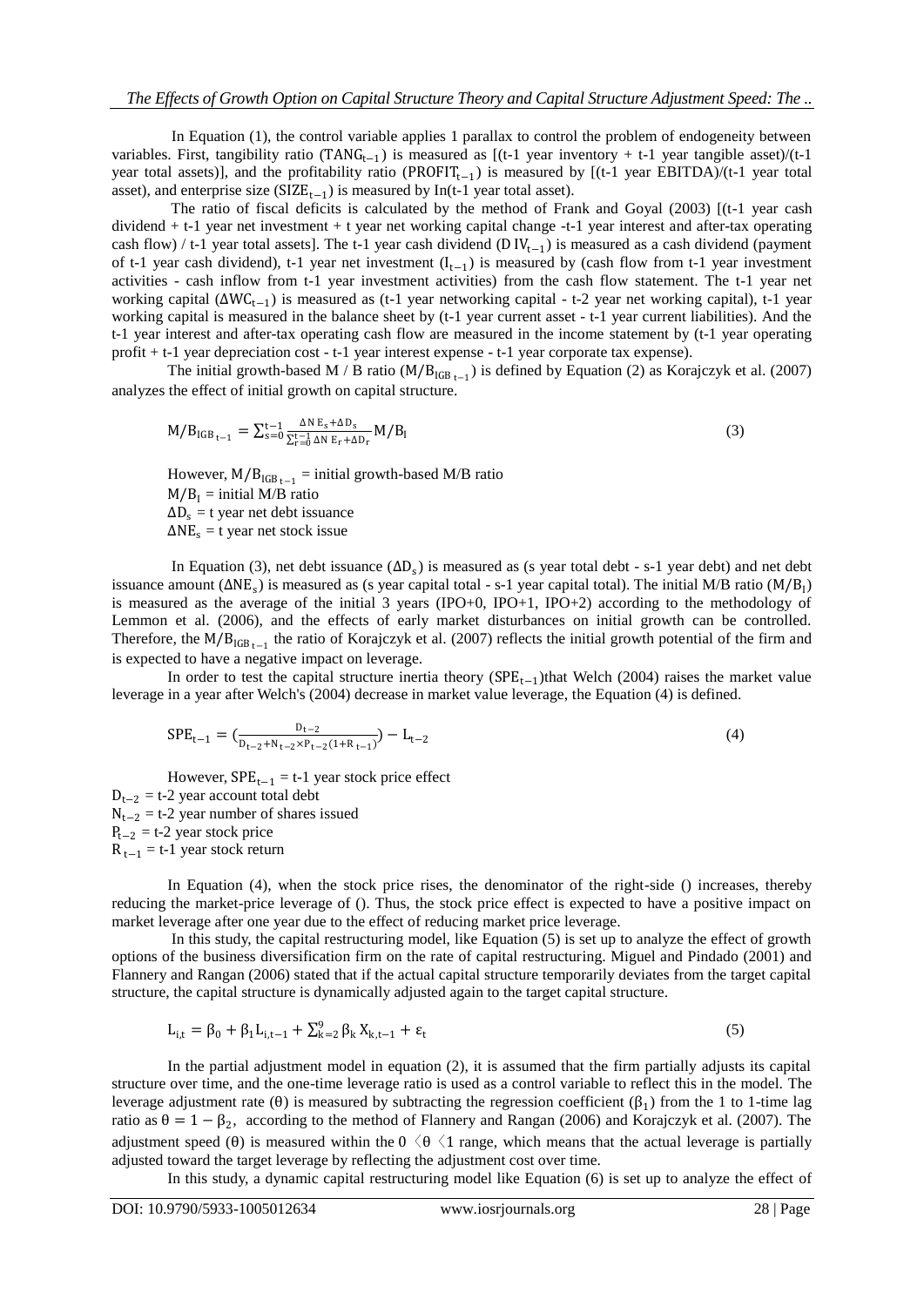In Equation (1), the control variable applies 1 parallax to control the problem of endogeneity between variables. First, tangibility ratio ($TANG_{t-1}$) is measured as [(t-1 year inventory + t-1 year tangible asset)/(t-1 year total assets)], and the profitability ratio ($PROFIT_{t-1}$) is measured by [(t-1 year EBITDA)/(t-1 year total asset), and enterprise size ($SIZE_{t-1}$) is measured by In(t-1 year total asset).

The ratio of fiscal deficits is calculated by the method of Frank and Goyal (2003) [(t-1 year cash dividend + t-1 year net investment + t year net working capital change -t-1 year interest and after-tax operating cash flow) / t-1 year total assets]. The t-1 year cash dividend ($DIV_{t-1}$) is measured as a cash dividend (payment of t-1 year cash dividend), t-1 year net investment ($I_{t-1}$) is measured by (cash flow from t-1 year investment activities - cash inflow from t-1 year investment activities) from the cash flow statement. The t-1 year net working capital ($\Delta WC_{t-1}$) is measured as (t-1 year networking capital - t-2 year net working capital), t-1 year working capital is measured in the balance sheet by (t-1 year current asset - t-1 year current liabilities). And the t-1 year interest and after-tax operating cash flow are measured in the income statement by (t-1 year operating profit + t-1 year depreciation cost - t-1 year interest expense - t-1 year corporate tax expense).

The initial growth-based M / B ratio ($M/B_{IGB_{t-1}}$) is defined by Equation (2) as Korajczyk et al. (2007) analyzes the effect of initial growth on capital structure.

$$M/B_{IGB_{t-1}} = \sum_{s=0}^{t-1} \frac{\Delta NE_s + \Delta D_s}{\sum_{r=0}^{t-1} \Delta NE_r + \Delta D_r} M/B_I \tag{3}$$

However, $M/B_{IGB_{t-1}}$ = initial growth-based M/B ratio
$M/B_I$ = initial M/B ratio
$\Delta D_s$ = t year net debt issuance
$\Delta NE_s$ = t year net stock issue

In Equation (3), net debt issuance ($\Delta D_s$) is measured as (s year total debt - s-1 year debt) and net debt issuance amount ($\Delta NE_s$) is measured as (s year capital total - s-1 year capital total). The initial M/B ratio ($M/B_I$) is measured as the average of the initial 3 years (IPO+0, IPO+1, IPO+2) according to the methodology of Lemmon et al. (2006), and the effects of early market disturbances on initial growth can be controlled. Therefore, the $M/B_{IGB_{t-1}}$ the ratio of Korajczyk et al. (2007) reflects the initial growth potential of the firm and is expected to have a negative impact on leverage.

In order to test the capital structure inertia theory ($SPE_{t-1}$)that Welch (2004) raises the market value leverage in a year after Welch's (2004) decrease in market value leverage, the Equation (4) is defined.

$$SPE_{t-1} = \left(\frac{D_{t-2}}{D_{t-2} + N_{t-2} \times P_{t-2}(1 + R_{t-1})}\right) - L_{t-2} \tag{4}$$

However, $SPE_{t-1}$ = t-1 year stock price effect
$D_{t-2}$ = t-2 year account total debt
$N_{t-2}$ = t-2 year number of shares issued
$P_{t-2}$ = t-2 year stock price
$R_{t-1}$ = t-1 year stock return

In Equation (4), when the stock price rises, the denominator of the right-side () increases, thereby reducing the market-price leverage of (). Thus, the stock price effect is expected to have a positive impact on market leverage after one year due to the effect of reducing market price leverage.

In this study, the capital restructuring model, like Equation (5) is set up to analyze the effect of growth options of the business diversification firm on the rate of capital restructuring. Miguel and Pindado (2001) and Flannery and Rangan (2006) stated that if the actual capital structure temporarily deviates from the target capital structure, the capital structure is dynamically adjusted again to the target capital structure.

$$L_{i,t} = \beta_0 + \beta_1 L_{i,t-1} + \sum_{k=2}^{9} \beta_k X_{k,t-1} + \varepsilon_t \tag{5}$$

In the partial adjustment model in equation (2), it is assumed that the firm partially adjusts its capital structure over time, and the one-time leverage ratio is used as a control variable to reflect this in the model. The leverage adjustment rate ($\theta$) is measured by subtracting the regression coefficient ($\beta_1$) from the 1 to 1-time lag ratio as $\theta = 1 - \beta_2$, according to the method of Flannery and Rangan (2006) and Korajczyk et al. (2007). The adjustment speed ($\theta$) is measured within the $0 < \theta < 1$ range, which means that the actual leverage is partially adjusted toward the target leverage by reflecting the adjustment cost over time.

In this study, a dynamic capital restructuring model like Equation (6) is set up to analyze the effect of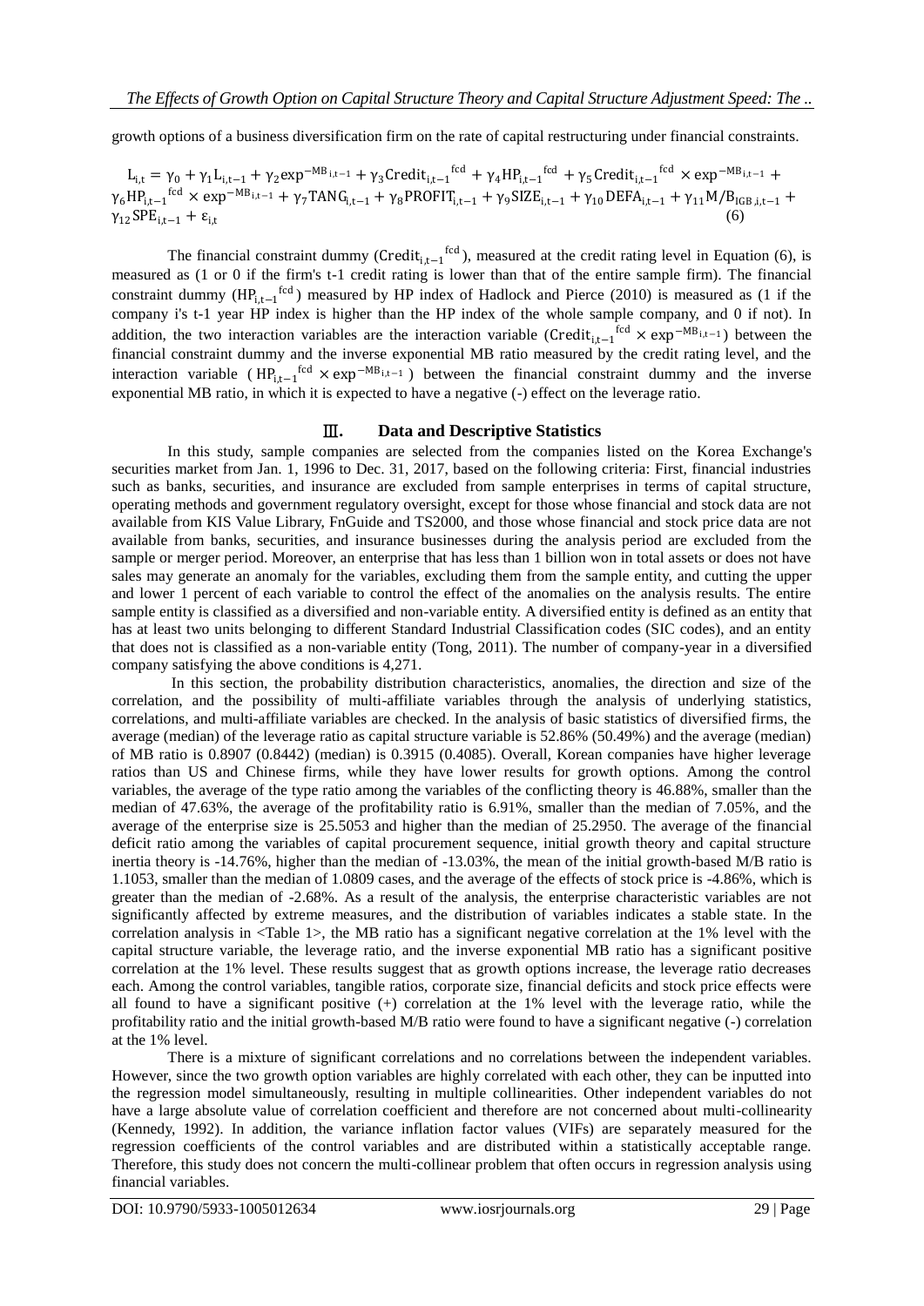growth options of a business diversification firm on the rate of capital restructuring under financial constraints.

$$L_{i,t} = \gamma_0 + \gamma_1 L_{i,t-1} + \gamma_2 \exp^{-MB_{i,t-1}} + \gamma_3 Credit_{i,t-1}^{fcd} + \gamma_4 HP_{i,t-1}^{fcd} + \gamma_5 Credit_{i,t-1}^{fcd} \times \exp^{-MB_{i,t-1}} + \gamma_6 HP_{i,t-1}^{fcd} \times \exp^{-MB_{i,t-1}} + \gamma_7 TANG_{i,t-1} + \gamma_8 PROFIT_{i,t-1} + \gamma_9 SIZE_{i,t-1} + \gamma_{10} DEFA_{i,t-1} + \gamma_{11} M/B_{IGB,i,t-1} + \gamma_{12} SPE_{i,t-1} + \varepsilon_{i,t} \quad (6)$$

The financial constraint dummy ($Credit_{i,t-1}^{fcd}$), measured at the credit rating level in Equation (6), is measured as (1 or 0 if the firm's t-1 credit rating is lower than that of the entire sample firm). The financial constraint dummy ($HP_{i,t-1}^{fcd}$) measured by HP index of Hadlock and Pierce (2010) is measured as (1 if the company i's t-1 year HP index is higher than the HP index of the whole sample company, and 0 if not). In addition, the two interaction variables are the interaction variable ($Credit_{i,t-1}^{fcd} \times \exp^{-MB_{i,t-1}}$) between the financial constraint dummy and the inverse exponential MB ratio measured by the credit rating level, and the interaction variable ($HP_{i,t-1}^{fcd} \times \exp^{-MB_{i,t-1}}$) between the financial constraint dummy and the inverse exponential MB ratio, in which it is expected to have a negative (-) effect on the leverage ratio.

## Ⅲ. Data and Descriptive Statistics

In this study, sample companies are selected from the companies listed on the Korea Exchange's securities market from Jan. 1, 1996 to Dec. 31, 2017, based on the following criteria: First, financial industries such as banks, securities, and insurance are excluded from sample enterprises in terms of capital structure, operating methods and government regulatory oversight, except for those whose financial and stock data are not available from KIS Value Library, FnGuide and TS2000, and those whose financial and stock price data are not available from banks, securities, and insurance businesses during the analysis period are excluded from the sample or merger period. Moreover, an enterprise that has less than 1 billion won in total assets or does not have sales may generate an anomaly for the variables, excluding them from the sample entity, and cutting the upper and lower 1 percent of each variable to control the effect of the anomalies on the analysis results. The entire sample entity is classified as a diversified and non-variable entity. A diversified entity is defined as an entity that has at least two units belonging to different Standard Industrial Classification codes (SIC codes), and an entity that does not is classified as a non-variable entity (Tong, 2011). The number of company-year in a diversified company satisfying the above conditions is 4,271.

In this section, the probability distribution characteristics, anomalies, the direction and size of the correlation, and the possibility of multi-affiliate variables through the analysis of underlying statistics, correlations, and multi-affiliate variables are checked. In the analysis of basic statistics of diversified firms, the average (median) of the leverage ratio as capital structure variable is 52.86% (50.49%) and the average (median) of MB ratio is 0.8907 (0.8442) (median) is 0.3915 (0.4085). Overall, Korean companies have higher leverage ratios than US and Chinese firms, while they have lower results for growth options. Among the control variables, the average of the type ratio among the variables of the conflicting theory is 46.88%, smaller than the median of 47.63%, the average of the profitability ratio is 6.91%, smaller than the median of 7.05%, and the average of the enterprise size is 25.5053 and higher than the median of 25.2950. The average of the financial deficit ratio among the variables of capital procurement sequence, initial growth theory and capital structure inertia theory is -14.76%, higher than the median of -13.03%, the mean of the initial growth-based M/B ratio is 1.1053, smaller than the median of 1.0809 cases, and the average of the effects of stock price is -4.86%, which is greater than the median of -2.68%. As a result of the analysis, the enterprise characteristic variables are not significantly affected by extreme measures, and the distribution of variables indicates a stable state. In the correlation analysis in <Table 1>, the MB ratio has a significant negative correlation at the 1% level with the capital structure variable, the leverage ratio, and the inverse exponential MB ratio has a significant positive correlation at the 1% level. These results suggest that as growth options increase, the leverage ratio decreases each. Among the control variables, tangible ratios, corporate size, financial deficits and stock price effects were all found to have a significant positive (+) correlation at the 1% level with the leverage ratio, while the profitability ratio and the initial growth-based M/B ratio were found to have a significant negative (-) correlation at the 1% level.

There is a mixture of significant correlations and no correlations between the independent variables. However, since the two growth option variables are highly correlated with each other, they can be inputted into the regression model simultaneously, resulting in multiple collinearities. Other independent variables do not have a large absolute value of correlation coefficient and therefore are not concerned about multi-collinearity (Kennedy, 1992). In addition, the variance inflation factor values (VIFs) are separately measured for the regression coefficients of the control variables and are distributed within a statistically acceptable range. Therefore, this study does not concern the multi-collinear problem that often occurs in regression analysis using financial variables.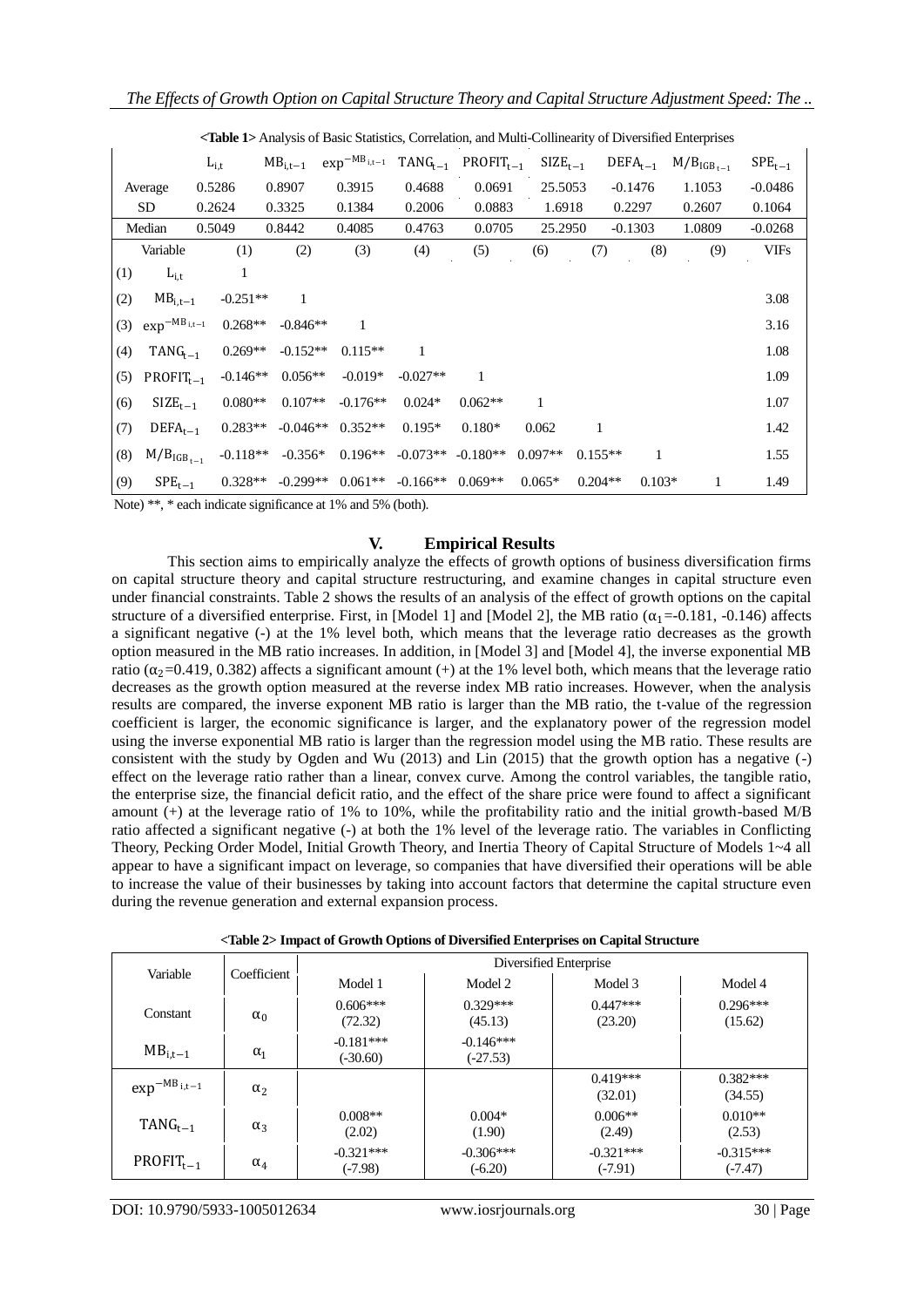<Table 1> Analysis of Basic Statistics, Correlation, and Multi-Collinearity of Diversified Enterprises

| | $L_{i,t}$ | $MB_{i,t-1}$ | $\exp^{-MB_{i,t-1}}$ | $TANG_{t-1}$ | $PROFIT_{t-1}$ | $SIZE_{t-1}$ | $DEFA_{t-1}$ | $M/B_{IGB_{t-1}}$ | $SPE_{t-1}$ |
|---|---|---|---|---|---|---|---|---|---|
| Average | 0.5286 | 0.8907 | 0.3915 | 0.4688 | 0.0691 | 25.5053 | -0.1476 | 1.1053 | -0.0486 |
| SD | 0.2624 | 0.3325 | 0.1384 | 0.2006 | 0.0883 | 1.6918 | 0.2297 | 0.2607 | 0.1064 |
| Median | 0.5049 | 0.8442 | 0.4085 | 0.4763 | 0.0705 | 25.2950 | -0.1303 | 1.0809 | -0.0268 |

| | Variable | (1) | (2) | (3) | (4) | (5) | (6) | (7) | (8) | (9) | VIFs |
|---|---|---|---|---|---|---|---|---|---|---|---|
| (1) | $L_{i,t}$ | 1 | | | | | | | | | |
| (2) | $MB_{i,t-1}$ | -0.251** | 1 | | | | | | | | 3.08 |
| (3) | $\exp^{-MB_{i,t-1}}$ | 0.268** | -0.846** | 1 | | | | | | | 3.16 |
| (4) | $TANG_{t-1}$ | 0.269** | -0.152** | 0.115** | 1 | | | | | | 1.08 |
| (5) | $PROFIT_{t-1}$ | -0.146** | 0.056** | -0.019* | -0.027** | 1 | | | | | 1.09 |
| (6) | $SIZE_{t-1}$ | 0.080** | 0.107** | -0.176** | 0.024* | 0.062** | 1 | | | | 1.07 |
| (7) | $DEFA_{t-1}$ | 0.283** | -0.046** | 0.352** | 0.195* | 0.180* | 0.062 | 1 | | | 1.42 |
| (8) | $M/B_{IGB_{t-1}}$ | -0.118** | -0.356* | 0.196** | -0.073** | -0.180** | 0.097** | 0.155** | 1 | | 1.55 |
| (9) | $SPE_{t-1}$ | 0.328** | -0.299** | 0.061** | -0.166** | 0.069** | 0.065* | 0.204** | 0.103* | 1 | 1.49 |

Note) **, * each indicate significance at 1% and 5% (both).

## V. Empirical Results

This section aims to empirically analyze the effects of growth options of business diversification firms on capital structure theory and capital structure restructuring, and examine changes in capital structure even under financial constraints. Table 2 shows the results of an analysis of the effect of growth options on the capital structure of a diversified enterprise. First, in [Model 1] and [Model 2], the MB ratio ($\alpha_1$=-0.181, -0.146) affects a significant negative (-) at the 1% level both, which means that the leverage ratio decreases as the growth option measured in the MB ratio increases. In addition, in [Model 3] and [Model 4], the inverse exponential MB ratio ($\alpha_2$=0.419, 0.382) affects a significant amount (+) at the 1% level both, which means that the leverage ratio decreases as the growth option measured at the reverse index MB ratio increases. However, when the analysis results are compared, the inverse exponent MB ratio is larger than the MB ratio, the t-value of the regression coefficient is larger, the economic significance is larger, and the explanatory power of the regression model using the inverse exponential MB ratio is larger than the regression model using the MB ratio. These results are consistent with the study by Ogden and Wu (2013) and Lin (2015) that the growth option has a negative (-) effect on the leverage ratio rather than a linear, convex curve. Among the control variables, the tangible ratio, the enterprise size, the financial deficit ratio, and the effect of the share price were found to affect a significant amount (+) at the leverage ratio of 1% to 10%, while the profitability ratio and the initial growth-based M/B ratio affected a significant negative (-) at both the 1% level of the leverage ratio. The variables in Conflicting Theory, Pecking Order Model, Initial Growth Theory, and Inertia Theory of Capital Structure of Models 1~4 all appear to have a significant impact on leverage, so companies that have diversified their operations will be able to increase the value of their businesses by taking into account factors that determine the capital structure even during the revenue generation and external expansion process.

**<Table 2> Impact of Growth Options of Diversified Enterprises on Capital Structure**

| Variable | Coefficient | Diversified Enterprise | | | |
|---|---|---|---|---|---|
| | | Model 1 | Model 2 | Model 3 | Model 4 |
| Constant | $\alpha_0$ | 0.606*** (72.32) | 0.329*** (45.13) | 0.447*** (23.20) | 0.296*** (15.62) |
| $MB_{i,t-1}$ | $\alpha_1$ | -0.181*** (-30.60) | -0.146*** (-27.53) | | |
| $\exp^{-MB_{i,t-1}}$ | $\alpha_2$ | | | 0.419*** (32.01) | 0.382*** (34.55) |
| $TANG_{t-1}$ | $\alpha_3$ | 0.008** (2.02) | 0.004* (1.90) | 0.006** (2.49) | 0.010** (2.53) |
| $PROFIT_{t-1}$ | $\alpha_4$ | -0.321*** (-7.98) | -0.306*** (-6.20) | -0.321*** (-7.91) | -0.315*** (-7.47) |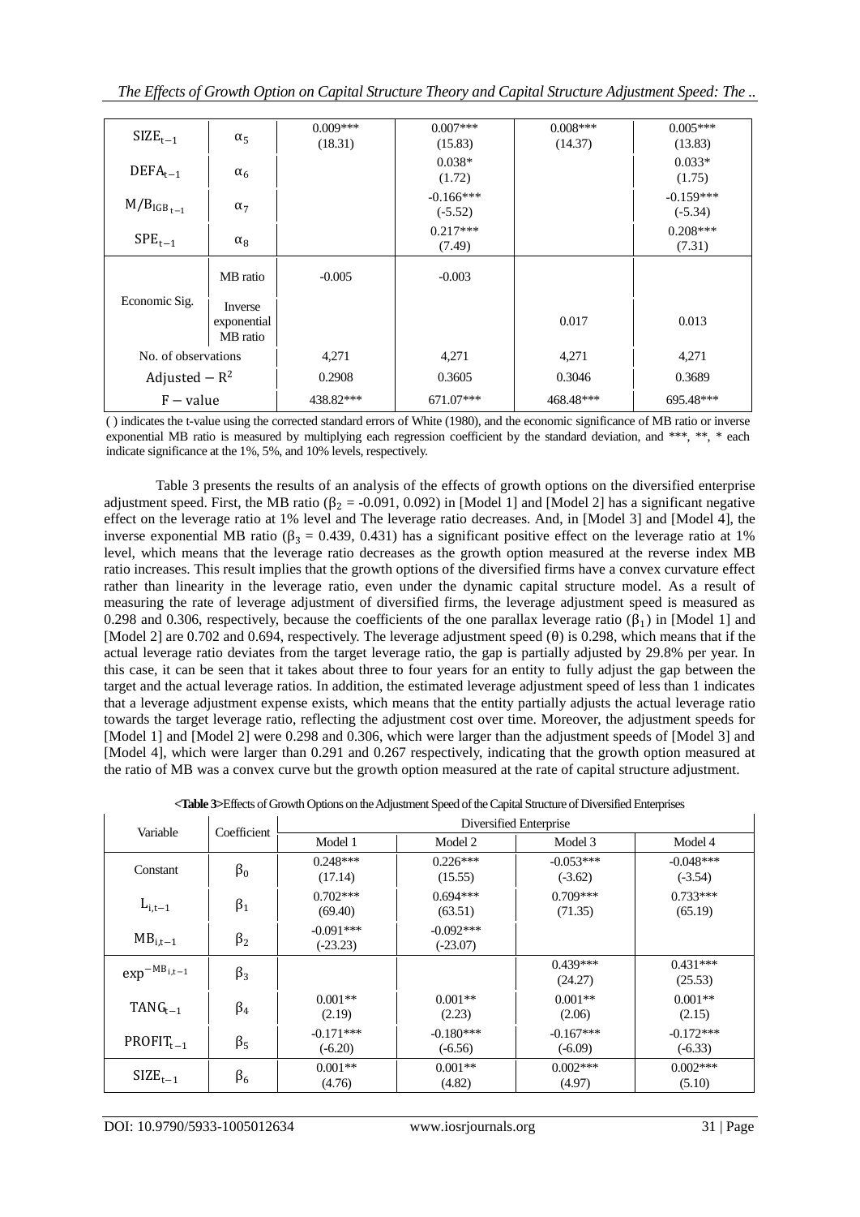| $SIZE_{t-1}$ | $\alpha_5$ | 0.009***<br>(18.31) | 0.007***<br>(15.83) | 0.008***<br>(14.37) | 0.005***<br>(13.83) |
|---|---|---|---|---|---|
| $DEFA_{t-1}$ | $\alpha_6$ | | 0.038*<br>(1.72) | | 0.033*<br>(1.75) |
| $M/B_{IGB_{t-1}}$ | $\alpha_7$ | | -0.166***<br>(-5.52) | | -0.159***<br>(-5.34) |
| $SPE_{t-1}$ | $\alpha_8$ | | 0.217***<br>(7.49) | | 0.208***<br>(7.31) |
| Economic Sig. | MB ratio | -0.005 | -0.003 | | |
| | Inverse exponential MB ratio | | | 0.017 | 0.013 |
| No. of observations | | 4,271 | 4,271 | 4,271 | 4,271 |
| $Adjusted - R^2$ | | 0.2908 | 0.3605 | 0.3046 | 0.3689 |
| $F - value$ | | 438.82*** | 671.07*** | 468.48*** | 695.48*** |

( ) indicates the t-value using the corrected standard errors of White (1980), and the economic significance of MB ratio or inverse exponential MB ratio is measured by multiplying each regression coefficient by the standard deviation, and ***, **, * each indicate significance at the 1%, 5%, and 10% levels, respectively.

Table 3 presents the results of an analysis of the effects of growth options on the diversified enterprise adjustment speed. First, the MB ratio ($\beta_2$ = -0.091, 0.092) in [Model 1] and [Model 2] has a significant negative effect on the leverage ratio at 1% level and The leverage ratio decreases. And, in [Model 3] and [Model 4], the inverse exponential MB ratio ($\beta_3$ = 0.439, 0.431) has a significant positive effect on the leverage ratio at 1% level, which means that the leverage ratio decreases as the growth option measured at the reverse index MB ratio increases. This result implies that the growth options of the diversified firms have a convex curvature effect rather than linearity in the leverage ratio, even under the dynamic capital structure model. As a result of measuring the rate of leverage adjustment of diversified firms, the leverage adjustment speed is measured as 0.298 and 0.306, respectively, because the coefficients of the one parallax leverage ratio ($\beta_1$) in [Model 1] and [Model 2] are 0.702 and 0.694, respectively. The leverage adjustment speed ($\theta$) is 0.298, which means that if the actual leverage ratio deviates from the target leverage ratio, the gap is partially adjusted by 29.8% per year. In this case, it can be seen that it takes about three to four years for an entity to fully adjust the gap between the target and the actual leverage ratios. In addition, the estimated leverage adjustment speed of less than 1 indicates that a leverage adjustment expense exists, which means that the entity partially adjusts the actual leverage ratio towards the target leverage ratio, reflecting the adjustment cost over time. Moreover, the adjustment speeds for [Model 1] and [Model 2] were 0.298 and 0.306, which were larger than the adjustment speeds of [Model 3] and [Model 4], which were larger than 0.291 and 0.267 respectively, indicating that the growth option measured at the ratio of MB was a convex curve but the growth option measured at the rate of capital structure adjustment.

**<Table 3>** Effects of Growth Options on the Adjustment Speed of the Capital Structure of Diversified Enterprises

| Variable | Coefficient | Diversified Enterprise | | | |
|---|---|---|---|---|---|
| | | Model 1 | Model 2 | Model 3 | Model 4 |
| Constant | $\beta_0$ | 0.248***<br>(17.14) | 0.226***<br>(15.55) | -0.053***<br>(-3.62) | -0.048***<br>(-3.54) |
| $L_{i,t-1}$ | $\beta_1$ | 0.702***<br>(69.40) | 0.694***<br>(63.51) | 0.709***<br>(71.35) | 0.733***<br>(65.19) |
| $MB_{i,t-1}$ | $\beta_2$ | -0.091***<br>(-23.23) | -0.092***<br>(-23.07) | | |
| $\exp^{-MB_{i,t-1}}$ | $\beta_3$ | | | 0.439***<br>(24.27) | 0.431***<br>(25.53) |
| $TANG_{t-1}$ | $\beta_4$ | 0.001**<br>(2.19) | 0.001**<br>(2.23) | 0.001**<br>(2.06) | 0.001**<br>(2.15) |
| $PROFIT_{t-1}$ | $\beta_5$ | -0.171***<br>(-6.20) | -0.180***<br>(-6.56) | -0.167***<br>(-6.09) | -0.172***<br>(-6.33) |
| $SIZE_{t-1}$ | $\beta_6$ | 0.001**<br>(4.76) | 0.001**<br>(4.82) | 0.002***<br>(4.97) | 0.002***<br>(5.10) |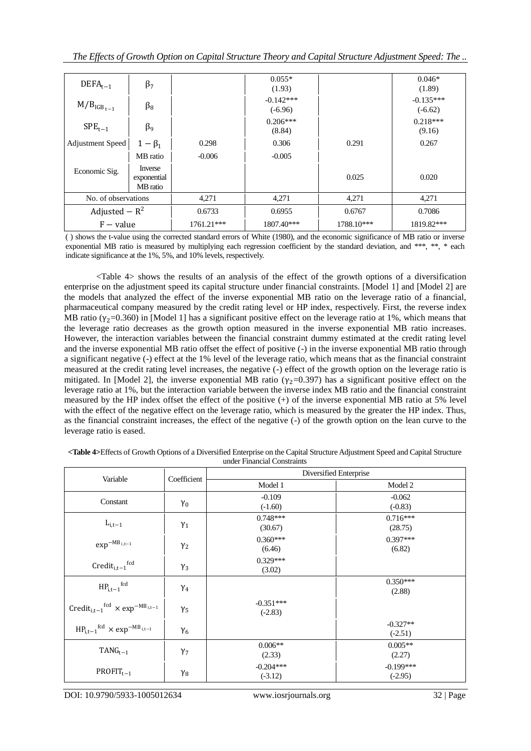| $DEFA_{t-1}$ | $\beta_7$ | | 0.055* (1.93) | | 0.046* (1.89) |
|---|---|---|---|---|---|
| $M/B_{IGB\ t-1}$ | $\beta_8$ | | -0.142*** (-6.96) | | -0.135*** (-6.62) |
| $SPE_{t-1}$ | $\beta_9$ | | 0.206*** (8.84) | | 0.218*** (9.16) |
| Adjustment Speed | $1-\beta_1$ | 0.298 | 0.306 | 0.291 | 0.267 |
| Economic Sig. | MB ratio | -0.006 | -0.005 | | |
| | Inverse exponential MB ratio | | | 0.025 | 0.020 |
| No. of observations | | 4,271 | 4,271 | 4,271 | 4,271 |
| Adjusted $-R^2$ | | 0.6733 | 0.6955 | 0.6767 | 0.7086 |
| $F-$ value | | 1761.21*** | 1807.40*** | 1788.10*** | 1819.82*** |

( ) shows the t-value using the corrected standard errors of White (1980), and the economic significance of MB ratio or inverse exponential MB ratio is measured by multiplying each regression coefficient by the standard deviation, and ***, **, * each indicate significance at the 1%, 5%, and 10% levels, respectively.

<Table 4> shows the results of an analysis of the effect of the growth options of a diversification enterprise on the adjustment speed its capital structure under financial constraints. [Model 1] and [Model 2] are the models that analyzed the effect of the inverse exponential MB ratio on the leverage ratio of a financial, pharmaceutical company measured by the credit rating level or HP index, respectively. First, the reverse index MB ratio ($\gamma_2$=0.360) in [Model 1] has a significant positive effect on the leverage ratio at 1%, which means that the leverage ratio decreases as the growth option measured in the inverse exponential MB ratio increases. However, the interaction variables between the financial constraint dummy estimated at the credit rating level and the inverse exponential MB ratio offset the effect of positive (-) in the inverse exponential MB ratio through a significant negative (-) effect at the 1% level of the leverage ratio, which means that as the financial constraint measured at the credit rating level increases, the negative (-) effect of the growth option on the leverage ratio is mitigated. In [Model 2], the inverse exponential MB ratio ($\gamma_2$=0.397) has a significant positive effect on the leverage ratio at 1%, but the interaction variable between the inverse index MB ratio and the financial constraint measured by the HP index offset the effect of the positive (+) of the inverse exponential MB ratio at 5% level with the effect of the negative effect on the leverage ratio, which is measured by the greater the HP index. Thus, as the financial constraint increases, the effect of the negative (-) of the growth option on the lean curve to the leverage ratio is eased.

**<Table 4>**Effects of Growth Options of a Diversified Enterprise on the Capital Structure Adjustment Speed and Capital Structure under Financial Constraints

| Variable | Coefficient | Diversified Enterprise | |
|---|---|---|---|
| | | Model 1 | Model 2 |
| Constant | $\gamma_0$ | -0.109 (-1.60) | -0.062 (-0.83) |
| $L_{i,t-1}$ | $\gamma_1$ | 0.748*** (30.67) | 0.716*** (28.75) |
| $\exp^{-MB_{i,t-1}}$ | $\gamma_2$ | 0.360*** (6.46) | 0.397*** (6.82) |
| $Credit_{i,t-1}^{fcd}$ | $\gamma_3$ | 0.329*** (3.02) | |
| $HP_{i,t-1}^{fcd}$ | $\gamma_4$ | | 0.350*** (2.88) |
| $Credit_{i,t-1}^{fcd} \times \exp^{-MB_{i,t-1}}$ | $\gamma_5$ | -0.351*** (-2.83) | |
| $HP_{i,t-1}^{fcd} \times \exp^{-MB_{i,t-1}}$ | $\gamma_6$ | | -0.327** (-2.51) |
| $TANG_{t-1}$ | $\gamma_7$ | 0.006** (2.33) | 0.005** (2.27) |
| $PROFIT_{t-1}$ | $\gamma_8$ | -0.204*** (-3.12) | -0.199*** (-2.95) |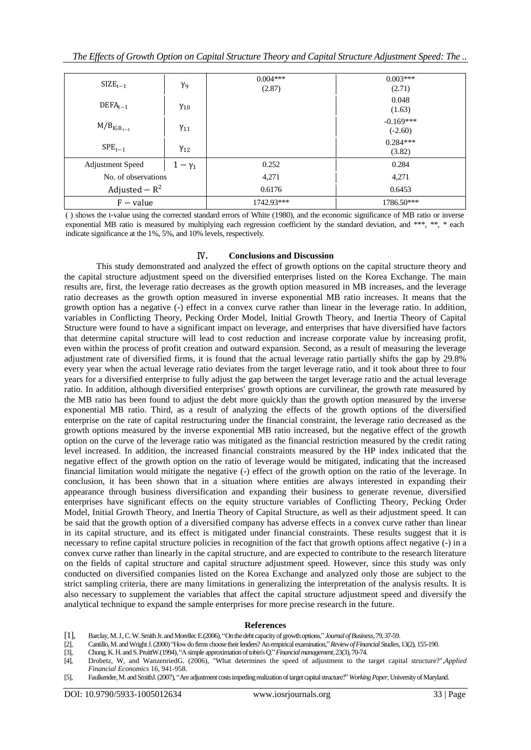| | | | |
|---|---|---|---|
| $SIZE_{t-1}$ | $\gamma_9$ | 0.004*** (2.87) | 0.003*** (2.71) |
| $DEFA_{t-1}$ | $\gamma_{10}$ | | 0.048 (1.63) |
| $M/B_{IGB_{t-1}}$ | $\gamma_{11}$ | | -0.169*** (-2.60) |
| $SPE_{t-1}$ | $\gamma_{12}$ | | 0.284*** (3.82) |
| Adjustment Speed | $1-\gamma_1$ | 0.252 | 0.284 |
| No. of observations | | 4,271 | 4,271 |
| Adjusted $- R^2$ | | 0.6176 | 0.6453 |
| $F -$ value | | 1742.93*** | 1786.50*** |

( ) shows the t-value using the corrected standard errors of White (1980), and the economic significance of MB ratio or inverse exponential MB ratio is measured by multiplying each regression coefficient by the standard deviation, and ***, **, * each indicate significance at the 1%, 5%, and 10% levels, respectively.

## Ⅳ. Conclusions and Discussion

This study demonstrated and analyzed the effect of growth options on the capital structure theory and the capital structure adjustment speed on the diversified enterprises listed on the Korea Exchange. The main results are, first, the leverage ratio decreases as the growth option measured in MB increases, and the leverage ratio decreases as the growth option measured in inverse exponential MB ratio increases. It means that the growth option has a negative (-) effect in a convex curve rather than linear in the leverage ratio. In addition, variables in Conflicting Theory, Pecking Order Model, Initial Growth Theory, and Inertia Theory of Capital Structure were found to have a significant impact on leverage, and enterprises that have diversified have factors that determine capital structure will lead to cost reduction and increase corporate value by increasing profit, even within the process of profit creation and outward expansion. Second, as a result of measuring the leverage adjustment rate of diversified firms, it is found that the actual leverage ratio partially shifts the gap by 29.8% every year when the actual leverage ratio deviates from the target leverage ratio, and it took about three to four years for a diversified enterprise to fully adjust the gap between the target leverage ratio and the actual leverage ratio. In addition, although diversified enterprises' growth options are curvilinear, the growth rate measured by the MB ratio has been found to adjust the debt more quickly than the growth option measured by the inverse exponential MB ratio. Third, as a result of analyzing the effects of the growth options of the diversified enterprise on the rate of capital restructuring under the financial constraint, the leverage ratio decreased as the growth options measured by the inverse exponential MB ratio increased, but the negative effect of the growth option on the curve of the leverage ratio was mitigated as the financial restriction measured by the credit rating level increased. In addition, the increased financial constraints measured by the HP index indicated that the negative effect of the growth option on the ratio of leverage would be mitigated, indicating that the increased financial limitation would mitigate the negative (-) effect of the growth option on the ratio of the leverage. In conclusion, it has been shown that in a situation where entities are always interested in expanding their appearance through business diversification and expanding their business to generate revenue, diversified enterprises have significant effects on the equity structure variables of Conflicting Theory, Pecking Order Model, Initial Growth Theory, and Inertia Theory of Capital Structure, as well as their adjustment speed. It can be said that the growth option of a diversified company has adverse effects in a convex curve rather than linear in its capital structure, and its effect is mitigated under financial constraints. These results suggest that it is necessary to refine capital structure policies in recognition of the fact that growth options affect negative (-) in a convex curve rather than linearly in the capital structure, and are expected to contribute to the research literature on the fields of capital structure and capital structure adjustment speed. However, since this study was only conducted on diversified companies listed on the Korea Exchange and analyzed only those are subject to the strict sampling criteria, there are many limitations in generalizing the interpretation of the analysis results. It is also necessary to supplement the variables that affect the capital structure adjustment speed and diversify the analytical technique to expand the sample enterprises for more precise research in the future.

## References

[1], Barclay, M. J., C. W. Smith Jr. and Morellec E.(2006), "On the debt capacity of growth options," *Journal of Business*, 79, 37-59.

[2], Cantillo, M. and Wright J. (2000) "How do firms choose their lenders? An empirical examination," *Review of Financial Studies*, 13(2), 155-190.

[3], Chung, K. H. and S. PruittW.(1994), "A simple approximation of tobin's Q," *Financial management*, 23(3), 70-74.

[4], Drobetz, W, and WanzenriedG. (2006), "What determines the speed of adjustment to the target capital structure?",*Applied Financial Economics* 16, 941-958.

[5], Faulkender, M. and SmithJ. (2007), "Are adjustment costs impeding realization of target capital structure?" *Working Paper*, University of Maryland.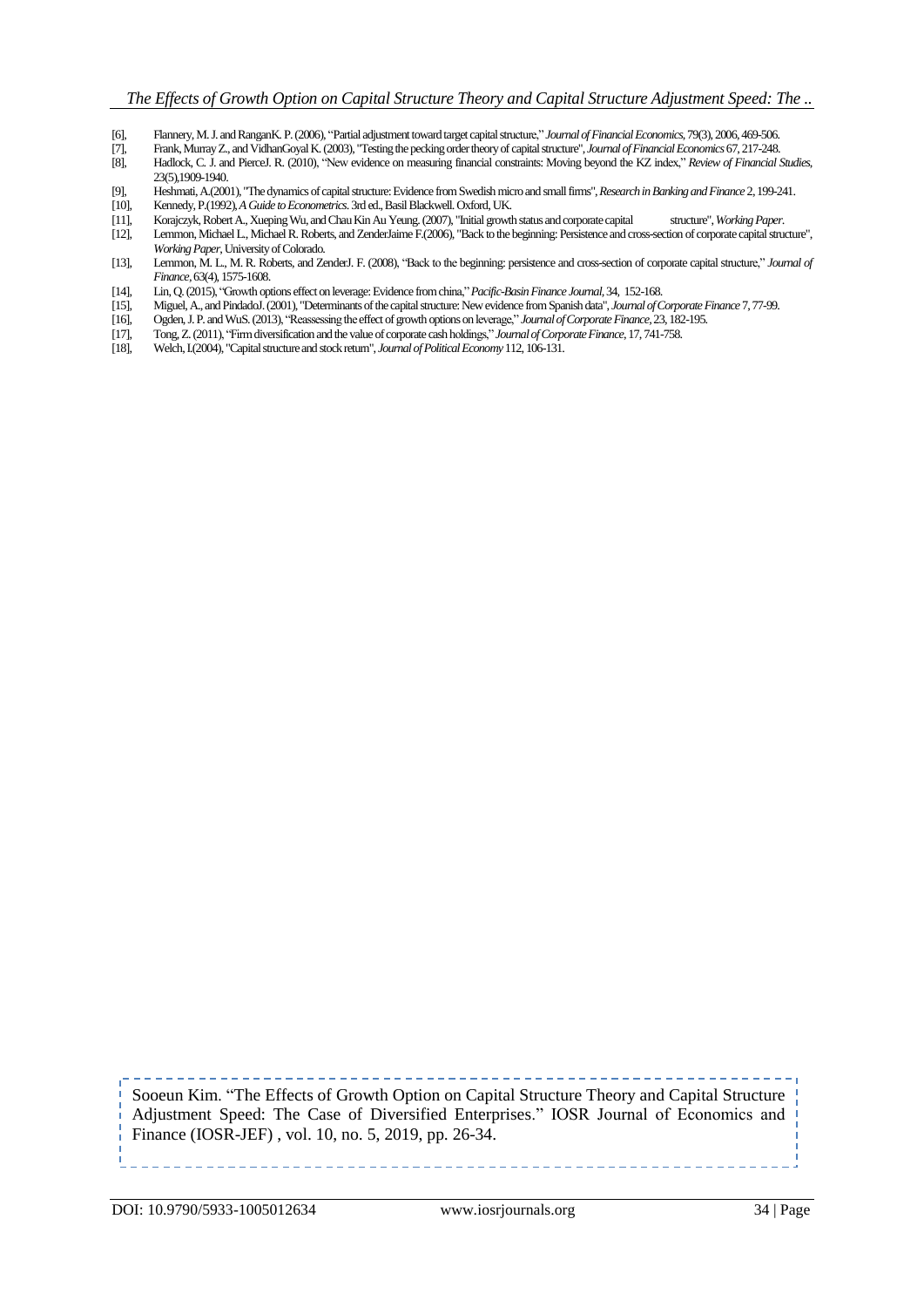[6], Flannery, M. J. and RanganK. P. (2006), "Partial adjustment toward target capital structure," *Journal of Financial Economics*, 79(3), 2006, 469-506.

[7], Frank, Murray Z., and VidhanGoyal K. (2003), "Testing the pecking order theory of capital structure", *Journal of Financial Economics* 67, 217-248.

[8], Hadlock, C. J. and PierceJ. R. (2010), "New evidence on measuring financial constraints: Moving beyond the KZ index," *Review of Financial Studies*, 23(5),1909-1940.

[9], Heshmati, A.(2001), "The dynamics of capital structure: Evidence from Swedish micro and small firms", *Research in Banking and Finance* 2, 199-241.

[10], Kennedy, P.(1992), *A Guide to Econometrics*. 3rd ed., Basil Blackwell. Oxford, UK.

[11], Korajczyk, Robert A., Xueping Wu, and Chau Kin Au Yeung. (2007), "Initial growth status and corporate capital structure", *Working Paper*.

[12], Lemmon, Michael L., Michael R. Roberts, and ZenderJaime F.(2006), "Back to the beginning: Persistence and cross-section of corporate capital structure", *Working Paper*, University of Colorado.

[13], Lemmon, M. L., M. R. Roberts, and ZenderJ. F. (2008), "Back to the beginning: persistence and cross-section of corporate capital structure," *Journal of Finance*, 63(4), 1575-1608.

[14], Lin, Q. (2015), "Growth options effect on leverage: Evidence from china," *Pacific-Basin Finance Journal*, 34, 152-168.

[15], Miguel, A., and PindadoJ. (2001), "Determinants of the capital structure: New evidence from Spanish data", *Journal of Corporate Finance* 7, 77-99.

[16], Ogden, J. P. and WuS. (2013), "Reassessing the effect of growth options on leverage," *Journal of Corporate Finance*, 23, 182-195.

[17], Tong, Z. (2011), "Firm diversification and the value of corporate cash holdings," *Journal of Corporate Finance*, 17, 741-758.

[18], Welch, I.(2004), "Capital structure and stock return", *Journal of Political Economy* 112, 106-131.

Sooeun Kim. "The Effects of Growth Option on Capital Structure Theory and Capital Structure Adjustment Speed: The Case of Diversified Enterprises." IOSR Journal of Economics and Finance (IOSR-JEF) , vol. 10, no. 5, 2019, pp. 26-34.